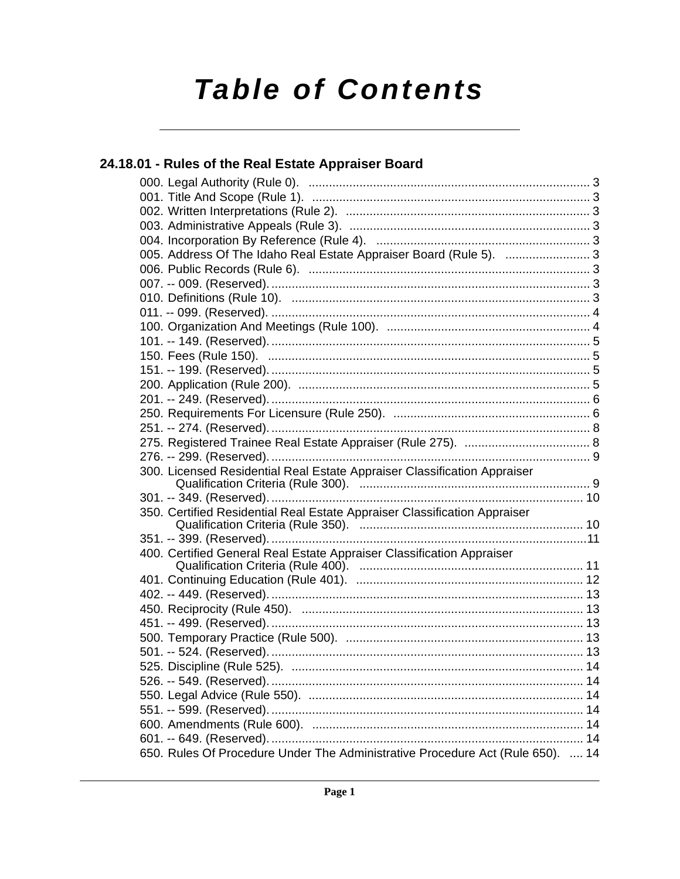# Table of Contents

## 24.18.01 - Rules of the Real Estate Appraiser Board

000. Legal Authority (Rule 0). ........ 3
001. Title And Scope (Rule 1). ........ 3
002. Written Interpretations (Rule 2). ........ 3
003. Administrative Appeals (Rule 3). ........ 3
004. Incorporation By Reference (Rule 4). ........ 3
005. Address Of The Idaho Real Estate Appraiser Board (Rule 5). ........ 3
006. Public Records (Rule 6). ........ 3
007. -- 009. (Reserved). ........ 3
010. Definitions (Rule 10). ........ 3
011. -- 099. (Reserved). ........ 4
100. Organization And Meetings (Rule 100). ........ 4
101. -- 149. (Reserved). ........ 5
150. Fees (Rule 150). ........ 5
151. -- 199. (Reserved). ........ 5
200. Application (Rule 200). ........ 5
201. -- 249. (Reserved). ........ 6
250. Requirements For Licensure (Rule 250). ........ 6
251. -- 274. (Reserved). ........ 8
275. Registered Trainee Real Estate Appraiser (Rule 275). ........ 8
276. -- 299. (Reserved). ........ 9
300. Licensed Residential Real Estate Appraiser Classification Appraiser Qualification Criteria (Rule 300). ........ 9
301. -- 349. (Reserved). ........ 10
350. Certified Residential Real Estate Appraiser Classification Appraiser Qualification Criteria (Rule 350). ........ 10
351. -- 399. (Reserved). ........ 11
400. Certified General Real Estate Appraiser Classification Appraiser Qualification Criteria (Rule 400). ........ 11
401. Continuing Education (Rule 401). ........ 12
402. -- 449. (Reserved). ........ 13
450. Reciprocity (Rule 450). ........ 13
451. -- 499. (Reserved). ........ 13
500. Temporary Practice (Rule 500). ........ 13
501. -- 524. (Reserved). ........ 13
525. Discipline (Rule 525). ........ 14
526. -- 549. (Reserved). ........ 14
550. Legal Advice (Rule 550). ........ 14
551. -- 599. (Reserved). ........ 14
600. Amendments (Rule 600). ........ 14
601. -- 649. (Reserved). ........ 14
650. Rules Of Procedure Under The Administrative Procedure Act (Rule 650). ........ 14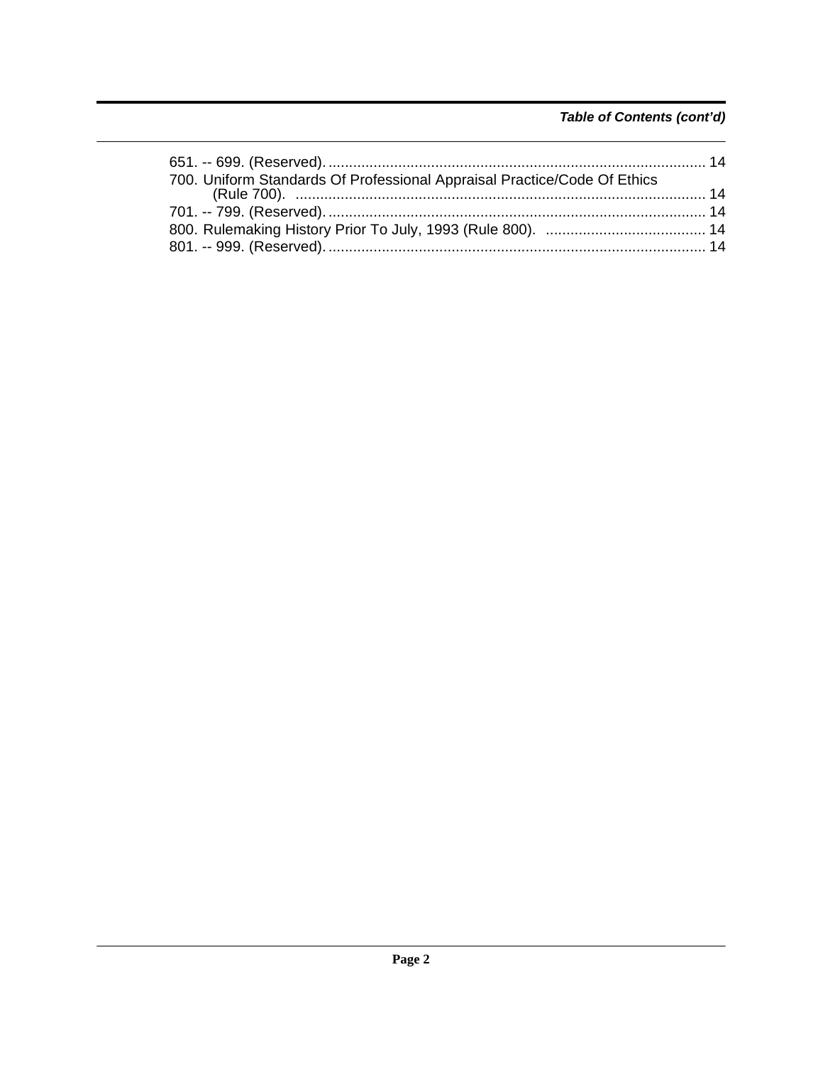*Table of Contents (cont'd)*

651. -- 699. (Reserved). ........................................................................................... 14

700. Uniform Standards Of Professional Appraisal Practice/Code Of Ethics (Rule 700). ................................................................................................... 14

701. -- 799. (Reserved). ........................................................................................... 14

800. Rulemaking History Prior To July, 1993 (Rule 800). ....................................... 14

801. -- 999. (Reserved). ........................................................................................... 14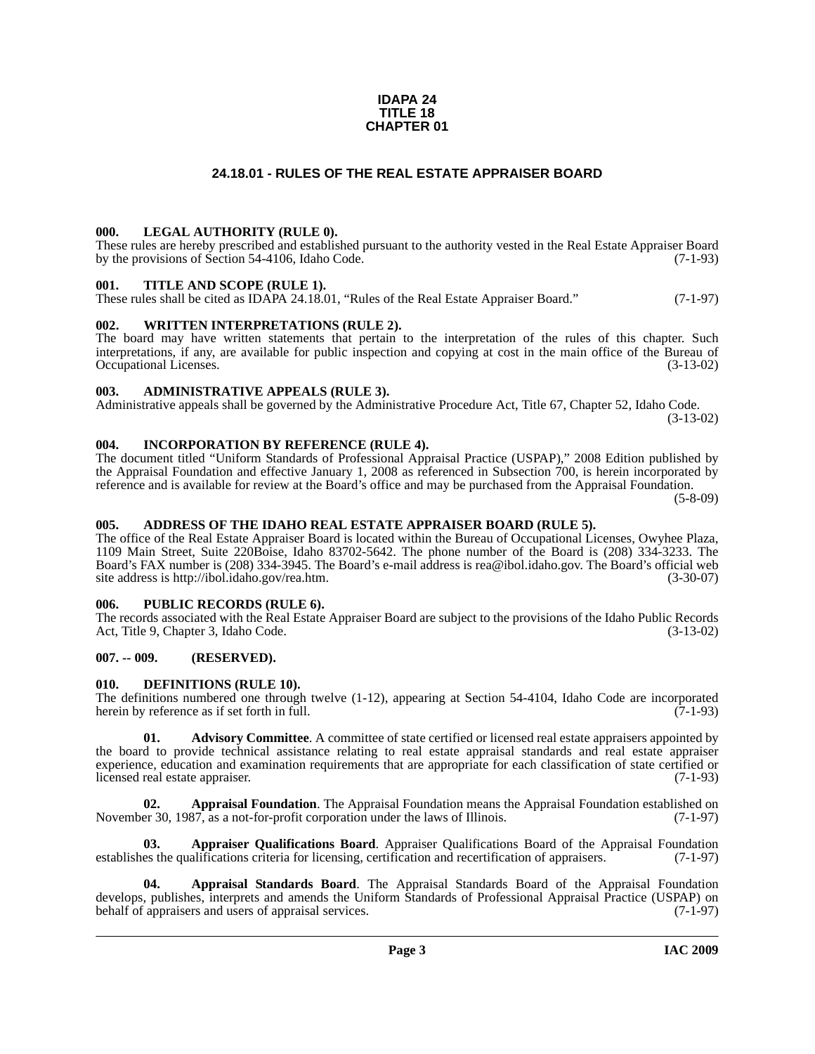**IDAPA 24**
**TITLE 18**
**CHAPTER 01**

## 24.18.01 - RULES OF THE REAL ESTATE APPRAISER BOARD

### 000. LEGAL AUTHORITY (RULE 0).

These rules are hereby prescribed and established pursuant to the authority vested in the Real Estate Appraiser Board by the provisions of Section 54-4106, Idaho Code. (7-1-93)

### 001. TITLE AND SCOPE (RULE 1).

These rules shall be cited as IDAPA 24.18.01, "Rules of the Real Estate Appraiser Board." (7-1-97)

### 002. WRITTEN INTERPRETATIONS (RULE 2).

The board may have written statements that pertain to the interpretation of the rules of this chapter. Such interpretations, if any, are available for public inspection and copying at cost in the main office of the Bureau of Occupational Licenses. (3-13-02)

### 003. ADMINISTRATIVE APPEALS (RULE 3).

Administrative appeals shall be governed by the Administrative Procedure Act, Title 67, Chapter 52, Idaho Code. (3-13-02)

### 004. INCORPORATION BY REFERENCE (RULE 4).

The document titled "Uniform Standards of Professional Appraisal Practice (USPAP)," 2008 Edition published by the Appraisal Foundation and effective January 1, 2008 as referenced in Subsection 700, is herein incorporated by reference and is available for review at the Board's office and may be purchased from the Appraisal Foundation. (5-8-09)

### 005. ADDRESS OF THE IDAHO REAL ESTATE APPRAISER BOARD (RULE 5).

The office of the Real Estate Appraiser Board is located within the Bureau of Occupational Licenses, Owyhee Plaza, 1109 Main Street, Suite 220Boise, Idaho 83702-5642. The phone number of the Board is (208) 334-3233. The Board's FAX number is (208) 334-3945. The Board's e-mail address is rea@ibol.idaho.gov. The Board's official web site address is http://ibol.idaho.gov/rea.htm. (3-30-07)

### 006. PUBLIC RECORDS (RULE 6).

The records associated with the Real Estate Appraiser Board are subject to the provisions of the Idaho Public Records Act, Title 9, Chapter 3, Idaho Code. (3-13-02)

### 007. -- 009. (RESERVED).

### 010. DEFINITIONS (RULE 10).

The definitions numbered one through twelve (1-12), appearing at Section 54-4104, Idaho Code are incorporated herein by reference as if set forth in full. (7-1-93)

**01. Advisory Committee**. A committee of state certified or licensed real estate appraisers appointed by the board to provide technical assistance relating to real estate appraisal standards and real estate appraiser experience, education and examination requirements that are appropriate for each classification of state certified or licensed real estate appraiser. (7-1-93)

**02. Appraisal Foundation**. The Appraisal Foundation means the Appraisal Foundation established on November 30, 1987, as a not-for-profit corporation under the laws of Illinois. (7-1-97)

**03. Appraiser Qualifications Board**. Appraiser Qualifications Board of the Appraisal Foundation establishes the qualifications criteria for licensing, certification and recertification of appraisers. (7-1-97)

**04. Appraisal Standards Board**. The Appraisal Standards Board of the Appraisal Foundation develops, publishes, interprets and amends the Uniform Standards of Professional Appraisal Practice (USPAP) on behalf of appraisers and users of appraisal services. (7-1-97)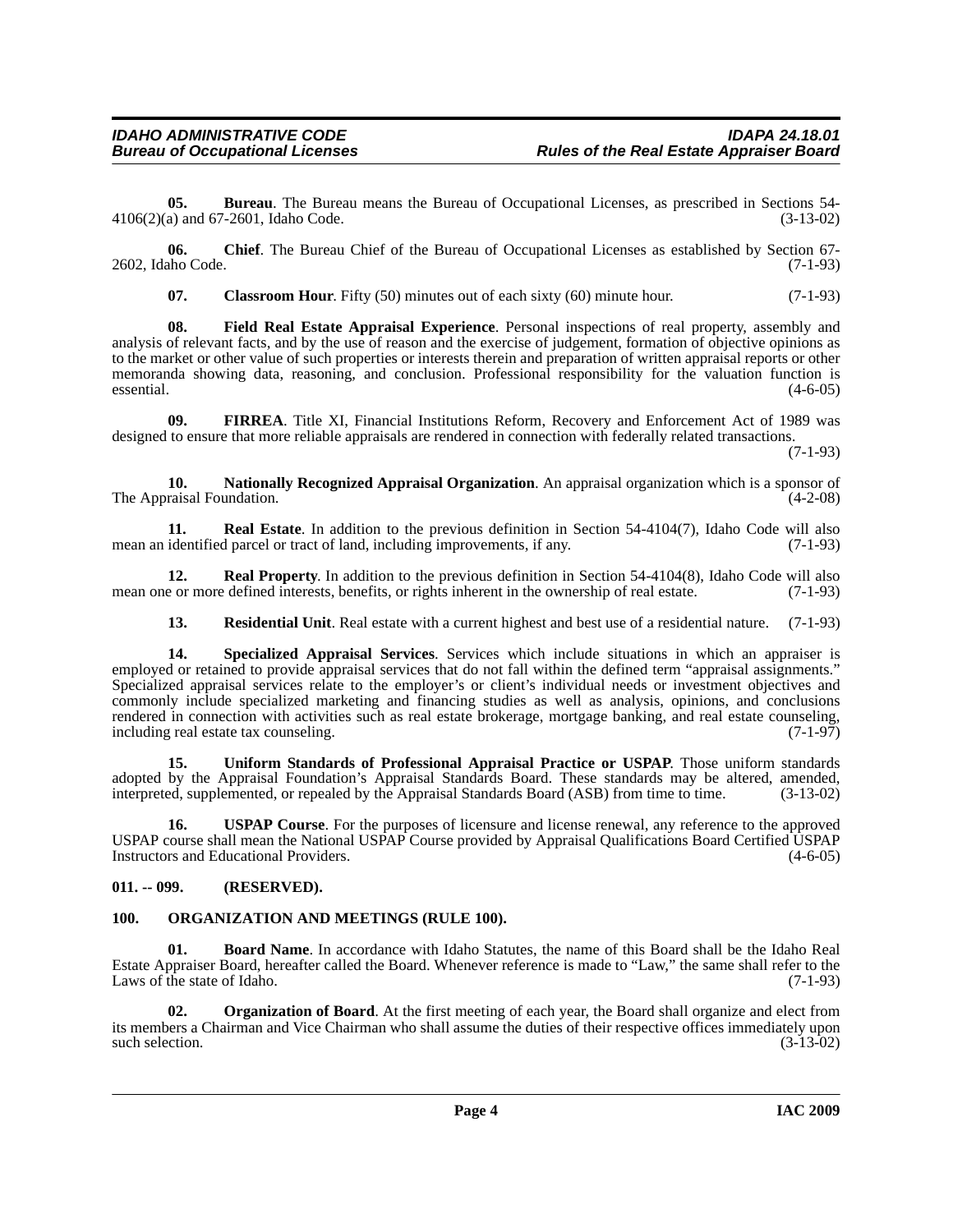**05. Bureau**. The Bureau means the Bureau of Occupational Licenses, as prescribed in Sections 54-4106(2)(a) and 67-2601, Idaho Code. (3-13-02)

**06. Chief**. The Bureau Chief of the Bureau of Occupational Licenses as established by Section 67-2602, Idaho Code. (7-1-93)

**07. Classroom Hour**. Fifty (50) minutes out of each sixty (60) minute hour. (7-1-93)

**08. Field Real Estate Appraisal Experience**. Personal inspections of real property, assembly and analysis of relevant facts, and by the use of reason and the exercise of judgement, formation of objective opinions as to the market or other value of such properties or interests therein and preparation of written appraisal reports or other memoranda showing data, reasoning, and conclusion. Professional responsibility for the valuation function is essential. (4-6-05)

**09. FIRREA**. Title XI, Financial Institutions Reform, Recovery and Enforcement Act of 1989 was designed to ensure that more reliable appraisals are rendered in connection with federally related transactions. (7-1-93)

**10. Nationally Recognized Appraisal Organization**. An appraisal organization which is a sponsor of The Appraisal Foundation. (4-2-08)

**11. Real Estate**. In addition to the previous definition in Section 54-4104(7), Idaho Code will also mean an identified parcel or tract of land, including improvements, if any. (7-1-93)

**12. Real Property**. In addition to the previous definition in Section 54-4104(8), Idaho Code will also mean one or more defined interests, benefits, or rights inherent in the ownership of real estate. (7-1-93)

**13. Residential Unit**. Real estate with a current highest and best use of a residential nature. (7-1-93)

**14. Specialized Appraisal Services**. Services which include situations in which an appraiser is employed or retained to provide appraisal services that do not fall within the defined term "appraisal assignments." Specialized appraisal services relate to the employer's or client's individual needs or investment objectives and commonly include specialized marketing and financing studies as well as analysis, opinions, and conclusions rendered in connection with activities such as real estate brokerage, mortgage banking, and real estate counseling, including real estate tax counseling. (7-1-97)

**15. Uniform Standards of Professional Appraisal Practice or USPAP**. Those uniform standards adopted by the Appraisal Foundation's Appraisal Standards Board. These standards may be altered, amended, interpreted, supplemented, or repealed by the Appraisal Standards Board (ASB) from time to time. (3-13-02)

**16. USPAP Course**. For the purposes of licensure and license renewal, any reference to the approved USPAP course shall mean the National USPAP Course provided by Appraisal Qualifications Board Certified USPAP Instructors and Educational Providers. (4-6-05)

## 011. -- 099. (RESERVED).

## 100. ORGANIZATION AND MEETINGS (RULE 100).

**01. Board Name**. In accordance with Idaho Statutes, the name of this Board shall be the Idaho Real Estate Appraiser Board, hereafter called the Board. Whenever reference is made to "Law," the same shall refer to the Laws of the state of Idaho. (7-1-93)

**02. Organization of Board**. At the first meeting of each year, the Board shall organize and elect from its members a Chairman and Vice Chairman who shall assume the duties of their respective offices immediately upon such selection. (3-13-02)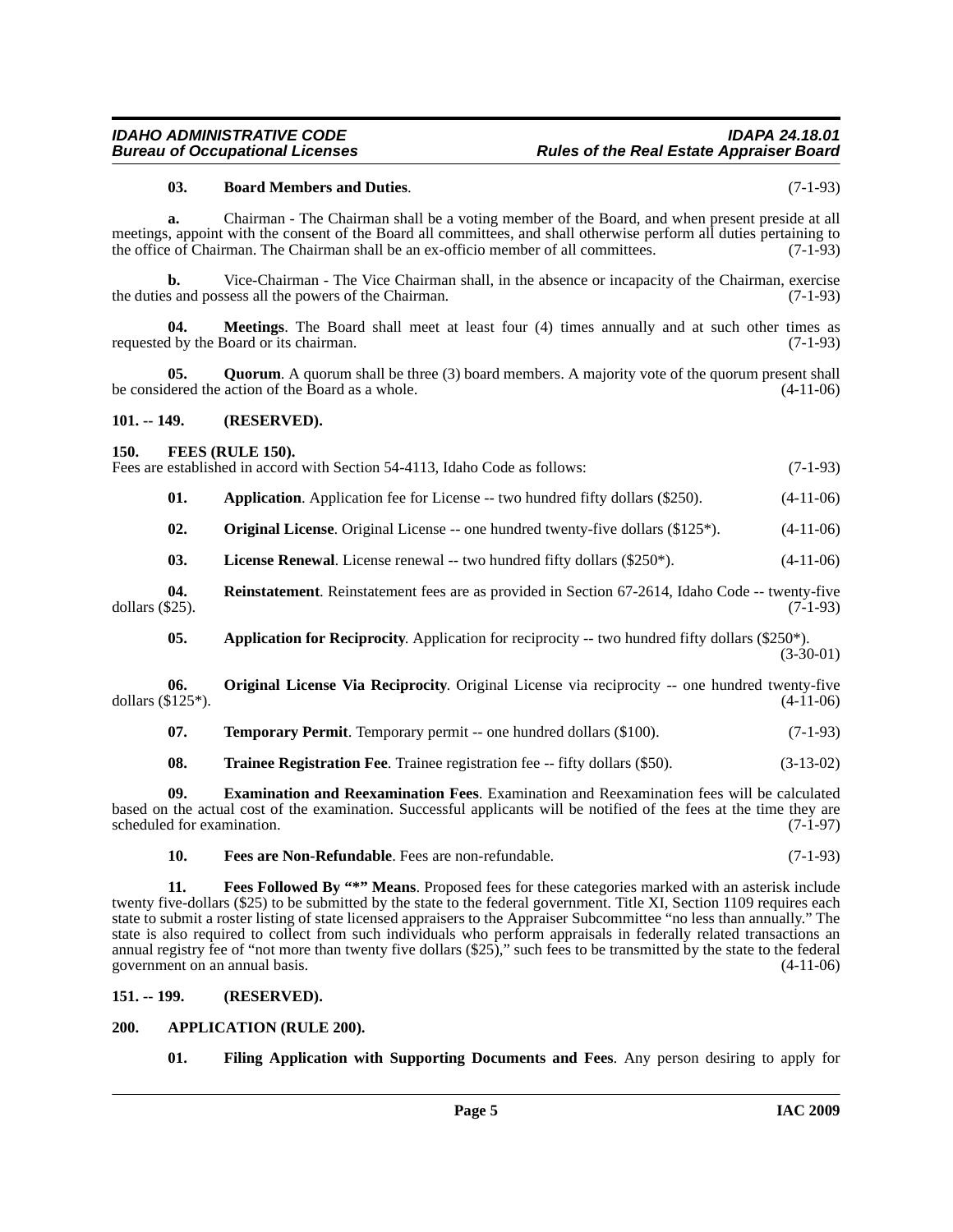**03. Board Members and Duties**. (7-1-93)

**a.** Chairman - The Chairman shall be a voting member of the Board, and when present preside at all meetings, appoint with the consent of the Board all committees, and shall otherwise perform all duties pertaining to the office of Chairman. The Chairman shall be an ex-officio member of all committees. (7-1-93)

**b.** Vice-Chairman - The Vice Chairman shall, in the absence or incapacity of the Chairman, exercise the duties and possess all the powers of the Chairman. (7-1-93)

**04. Meetings**. The Board shall meet at least four (4) times annually and at such other times as requested by the Board or its chairman. (7-1-93)

**05. Quorum**. A quorum shall be three (3) board members. A majority vote of the quorum present shall be considered the action of the Board as a whole. (4-11-06)

## 101. -- 149. (RESERVED).

## 150. FEES (RULE 150).

Fees are established in accord with Section 54-4113, Idaho Code as follows: (7-1-93)

**01. Application**. Application fee for License -- two hundred fifty dollars ($250). (4-11-06)

**02. Original License**. Original License -- one hundred twenty-five dollars ($125*). (4-11-06)

**03. License Renewal**. License renewal -- two hundred fifty dollars ($250*). (4-11-06)

**04. Reinstatement**. Reinstatement fees are as provided in Section 67-2614, Idaho Code -- twenty-five dollars ($25). (7-1-93)

**05. Application for Reciprocity**. Application for reciprocity -- two hundred fifty dollars ($250*). (3-30-01)

**06. Original License Via Reciprocity**. Original License via reciprocity -- one hundred twenty-five dollars ($125*). (4-11-06)

**07. Temporary Permit**. Temporary permit -- one hundred dollars ($100). (7-1-93)

**08. Trainee Registration Fee**. Trainee registration fee -- fifty dollars ($50). (3-13-02)

**09. Examination and Reexamination Fees**. Examination and Reexamination fees will be calculated based on the actual cost of the examination. Successful applicants will be notified of the fees at the time they are scheduled for examination. (7-1-97)

**10. Fees are Non-Refundable**. Fees are non-refundable. (7-1-93)

**11. Fees Followed By "*" Means**. Proposed fees for these categories marked with an asterisk include twenty five-dollars ($25) to be submitted by the state to the federal government. Title XI, Section 1109 requires each state to submit a roster listing of state licensed appraisers to the Appraiser Subcommittee "no less than annually." The state is also required to collect from such individuals who perform appraisals in federally related transactions an annual registry fee of "not more than twenty five dollars ($25)," such fees to be transmitted by the state to the federal government on an annual basis. (4-11-06)

## 151. -- 199. (RESERVED).

## 200. APPLICATION (RULE 200).

**01. Filing Application with Supporting Documents and Fees**. Any person desiring to apply for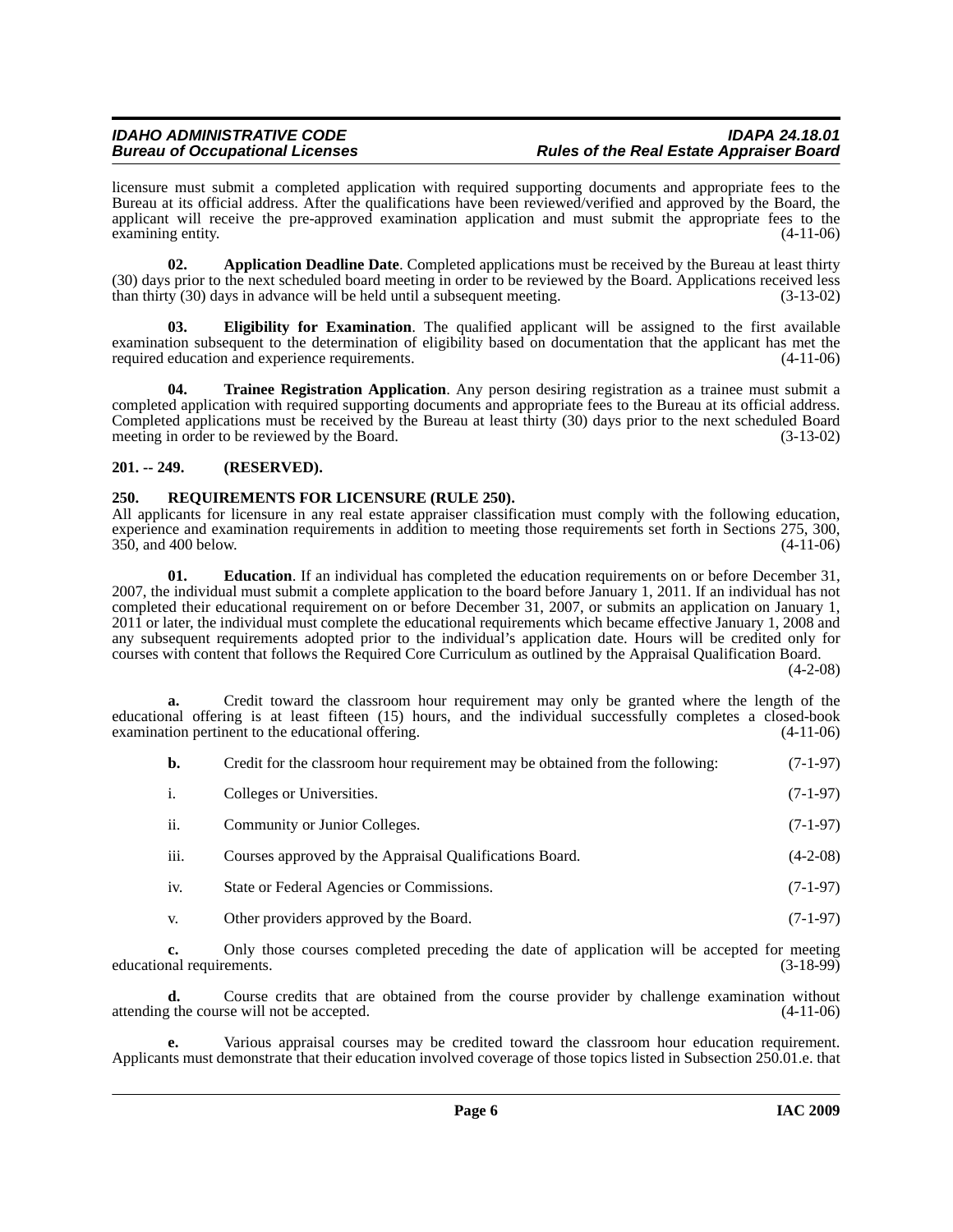licensure must submit a completed application with required supporting documents and appropriate fees to the Bureau at its official address. After the qualifications have been reviewed/verified and approved by the Board, the applicant will receive the pre-approved examination application and must submit the appropriate fees to the examining entity. (4-11-06)

**02. Application Deadline Date**. Completed applications must be received by the Bureau at least thirty (30) days prior to the next scheduled board meeting in order to be reviewed by the Board. Applications received less than thirty (30) days in advance will be held until a subsequent meeting. (3-13-02)

**03. Eligibility for Examination**. The qualified applicant will be assigned to the first available examination subsequent to the determination of eligibility based on documentation that the applicant has met the required education and experience requirements. (4-11-06)

**04. Trainee Registration Application**. Any person desiring registration as a trainee must submit a completed application with required supporting documents and appropriate fees to the Bureau at its official address. Completed applications must be received by the Bureau at least thirty (30) days prior to the next scheduled Board meeting in order to be reviewed by the Board. (3-13-02)

## 201. -- 249. (RESERVED).

## 250. REQUIREMENTS FOR LICENSURE (RULE 250).

All applicants for licensure in any real estate appraiser classification must comply with the following education, experience and examination requirements in addition to meeting those requirements set forth in Sections 275, 300, 350, and 400 below. (4-11-06)

**01. Education**. If an individual has completed the education requirements on or before December 31, 2007, the individual must submit a complete application to the board before January 1, 2011. If an individual has not completed their educational requirement on or before December 31, 2007, or submits an application on January 1, 2011 or later, the individual must complete the educational requirements which became effective January 1, 2008 and any subsequent requirements adopted prior to the individual's application date. Hours will be credited only for courses with content that follows the Required Core Curriculum as outlined by the Appraisal Qualification Board. (4-2-08)

**a.** Credit toward the classroom hour requirement may only be granted where the length of the educational offering is at least fifteen (15) hours, and the individual successfully completes a closed-book examination pertinent to the educational offering. (4-11-06)

**b.** Credit for the classroom hour requirement may be obtained from the following: (7-1-97)

i. Colleges or Universities. (7-1-97)

ii. Community or Junior Colleges. (7-1-97)

iii. Courses approved by the Appraisal Qualifications Board. (4-2-08)

iv. State or Federal Agencies or Commissions. (7-1-97)

v. Other providers approved by the Board. (7-1-97)

**c.** Only those courses completed preceding the date of application will be accepted for meeting educational requirements. (3-18-99)

**d.** Course credits that are obtained from the course provider by challenge examination without attending the course will not be accepted. (4-11-06)

**e.** Various appraisal courses may be credited toward the classroom hour education requirement. Applicants must demonstrate that their education involved coverage of those topics listed in Subsection 250.01.e. that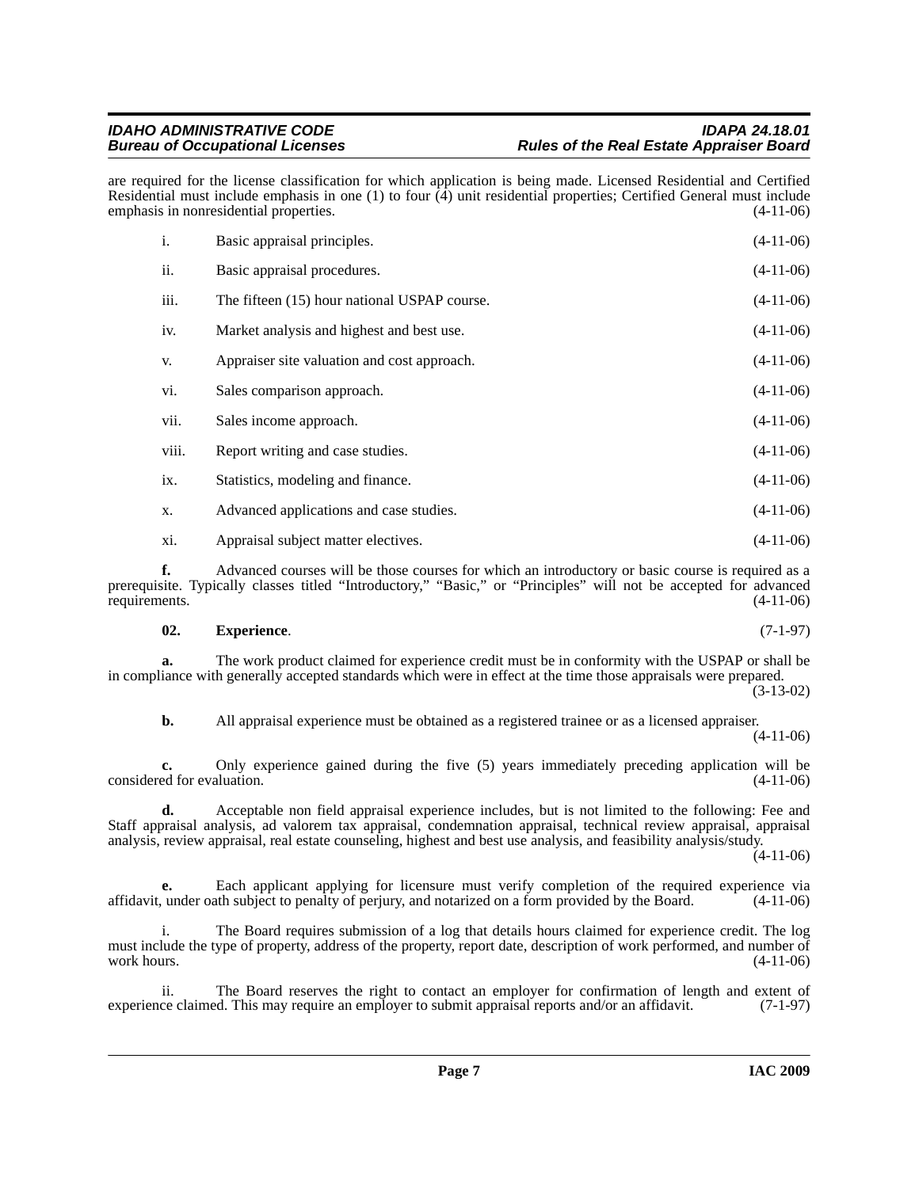are required for the license classification for which application is being made. Licensed Residential and Certified Residential must include emphasis in one (1) to four (4) unit residential properties; Certified General must include emphasis in nonresidential properties. (4-11-06)

i. Basic appraisal principles. (4-11-06)

ii. Basic appraisal procedures. (4-11-06)

iii. The fifteen (15) hour national USPAP course. (4-11-06)

iv. Market analysis and highest and best use. (4-11-06)

v. Appraiser site valuation and cost approach. (4-11-06)

vi. Sales comparison approach. (4-11-06)

vii. Sales income approach. (4-11-06)

viii. Report writing and case studies. (4-11-06)

ix. Statistics, modeling and finance. (4-11-06)

x. Advanced applications and case studies. (4-11-06)

xi. Appraisal subject matter electives. (4-11-06)

**f.** Advanced courses will be those courses for which an introductory or basic course is required as a prerequisite. Typically classes titled "Introductory," "Basic," or "Principles" will not be accepted for advanced requirements. (4-11-06)

**02. Experience**. (7-1-97)

**a.** The work product claimed for experience credit must be in conformity with the USPAP or shall be in compliance with generally accepted standards which were in effect at the time those appraisals were prepared. (3-13-02)

**b.** All appraisal experience must be obtained as a registered trainee or as a licensed appraiser. (4-11-06)

**c.** Only experience gained during the five (5) years immediately preceding application will be considered for evaluation. (4-11-06)

**d.** Acceptable non field appraisal experience includes, but is not limited to the following: Fee and Staff appraisal analysis, ad valorem tax appraisal, condemnation appraisal, technical review appraisal, appraisal analysis, review appraisal, real estate counseling, highest and best use analysis, and feasibility analysis/study. (4-11-06)

**e.** Each applicant applying for licensure must verify completion of the required experience via affidavit, under oath subject to penalty of perjury, and notarized on a form provided by the Board. (4-11-06)

i. The Board requires submission of a log that details hours claimed for experience credit. The log must include the type of property, address of the property, report date, description of work performed, and number of work hours. (4-11-06)

ii. The Board reserves the right to contact an employer for confirmation of length and extent of experience claimed. This may require an employer to submit appraisal reports and/or an affidavit. (7-1-97)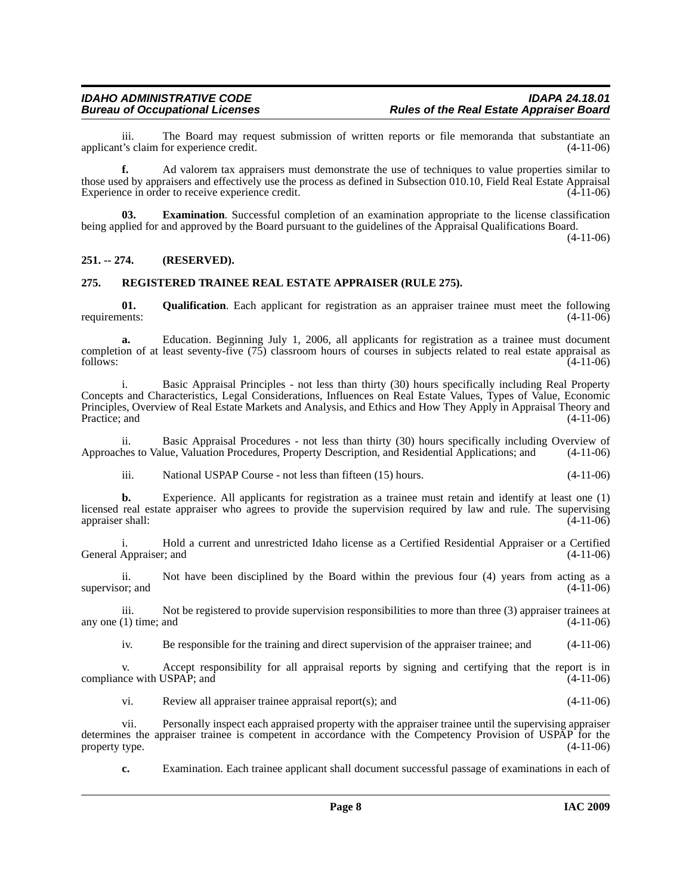iii. The Board may request submission of written reports or file memoranda that substantiate an applicant's claim for experience credit. (4-11-06)

**f.** Ad valorem tax appraisers must demonstrate the use of techniques to value properties similar to those used by appraisers and effectively use the process as defined in Subsection 010.10, Field Real Estate Appraisal Experience in order to receive experience credit. (4-11-06)

**03. Examination**. Successful completion of an examination appropriate to the license classification being applied for and approved by the Board pursuant to the guidelines of the Appraisal Qualifications Board. (4-11-06)

## 251. -- 274. (RESERVED).

## 275. REGISTERED TRAINEE REAL ESTATE APPRAISER (RULE 275).

**01. Qualification**. Each applicant for registration as an appraiser trainee must meet the following requirements: (4-11-06)

**a.** Education. Beginning July 1, 2006, all applicants for registration as a trainee must document completion of at least seventy-five (75) classroom hours of courses in subjects related to real estate appraisal as follows: (4-11-06)

i. Basic Appraisal Principles - not less than thirty (30) hours specifically including Real Property Concepts and Characteristics, Legal Considerations, Influences on Real Estate Values, Types of Value, Economic Principles, Overview of Real Estate Markets and Analysis, and Ethics and How They Apply in Appraisal Theory and Practice; and (4-11-06)

ii. Basic Appraisal Procedures - not less than thirty (30) hours specifically including Overview of Approaches to Value, Valuation Procedures, Property Description, and Residential Applications; and (4-11-06)

iii. National USPAP Course - not less than fifteen (15) hours. (4-11-06)

**b.** Experience. All applicants for registration as a trainee must retain and identify at least one (1) licensed real estate appraiser who agrees to provide the supervision required by law and rule. The supervising appraiser shall: (4-11-06)

i. Hold a current and unrestricted Idaho license as a Certified Residential Appraiser or a Certified General Appraiser; and (4-11-06)

ii. Not have been disciplined by the Board within the previous four (4) years from acting as a supervisor; and (4-11-06)

iii. Not be registered to provide supervision responsibilities to more than three (3) appraiser trainees at any one (1) time; and (4-11-06)

iv. Be responsible for the training and direct supervision of the appraiser trainee; and (4-11-06)

v. Accept responsibility for all appraisal reports by signing and certifying that the report is in compliance with USPAP; and (4-11-06)

vi. Review all appraiser trainee appraisal report(s); and (4-11-06)

vii. Personally inspect each appraised property with the appraiser trainee until the supervising appraiser determines the appraiser trainee is competent in accordance with the Competency Provision of USPAP for the property type. (4-11-06)

**c.** Examination. Each trainee applicant shall document successful passage of examinations in each of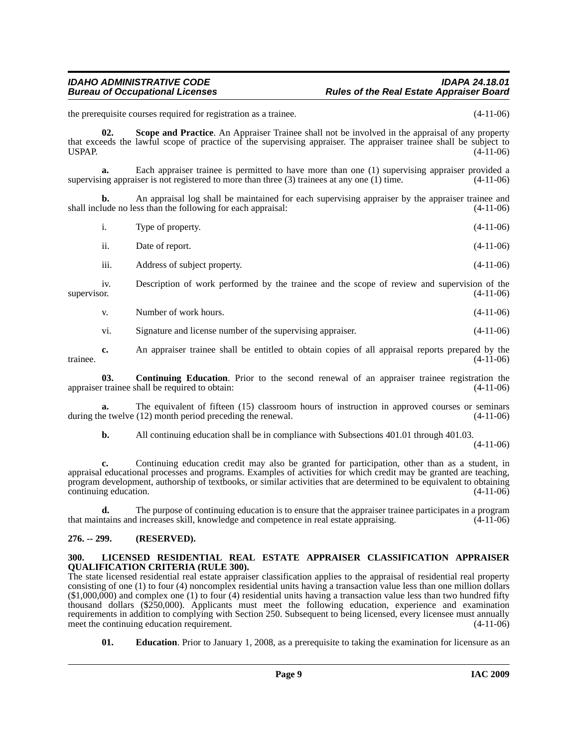the prerequisite courses required for registration as a trainee. (4-11-06)

**02. Scope and Practice**. An Appraiser Trainee shall not be involved in the appraisal of any property that exceeds the lawful scope of practice of the supervising appraiser. The appraiser trainee shall be subject to USPAP. (4-11-06)

**a.** Each appraiser trainee is permitted to have more than one (1) supervising appraiser provided a supervising appraiser is not registered to more than three (3) trainees at any one (1) time. (4-11-06)

**b.** An appraisal log shall be maintained for each supervising appraiser by the appraiser trainee and shall include no less than the following for each appraisal: (4-11-06)

i. Type of property. (4-11-06)

ii. Date of report. (4-11-06)

iii. Address of subject property. (4-11-06)

iv. Description of work performed by the trainee and the scope of review and supervision of the supervisor. (4-11-06)

v. Number of work hours. (4-11-06)

vi. Signature and license number of the supervising appraiser. (4-11-06)

**c.** An appraiser trainee shall be entitled to obtain copies of all appraisal reports prepared by the trainee. (4-11-06)

**03. Continuing Education**. Prior to the second renewal of an appraiser trainee registration the appraiser trainee shall be required to obtain: (4-11-06)

**a.** The equivalent of fifteen (15) classroom hours of instruction in approved courses or seminars during the twelve (12) month period preceding the renewal. (4-11-06)

**b.** All continuing education shall be in compliance with Subsections 401.01 through 401.03. (4-11-06)

**c.** Continuing education credit may also be granted for participation, other than as a student, in appraisal educational processes and programs. Examples of activities for which credit may be granted are teaching, program development, authorship of textbooks, or similar activities that are determined to be equivalent to obtaining continuing education. (4-11-06)

**d.** The purpose of continuing education is to ensure that the appraiser trainee participates in a program that maintains and increases skill, knowledge and competence in real estate appraising. (4-11-06)

## 276. -- 299. (RESERVED).

## 300. LICENSED RESIDENTIAL REAL ESTATE APPRAISER CLASSIFICATION APPRAISER QUALIFICATION CRITERIA (RULE 300).

The state licensed residential real estate appraiser classification applies to the appraisal of residential real property consisting of one (1) to four (4) noncomplex residential units having a transaction value less than one million dollars ($1,000,000) and complex one (1) to four (4) residential units having a transaction value less than two hundred fifty thousand dollars ($250,000). Applicants must meet the following education, experience and examination requirements in addition to complying with Section 250. Subsequent to being licensed, every licensee must annually meet the continuing education requirement. (4-11-06)

**01. Education**. Prior to January 1, 2008, as a prerequisite to taking the examination for licensure as an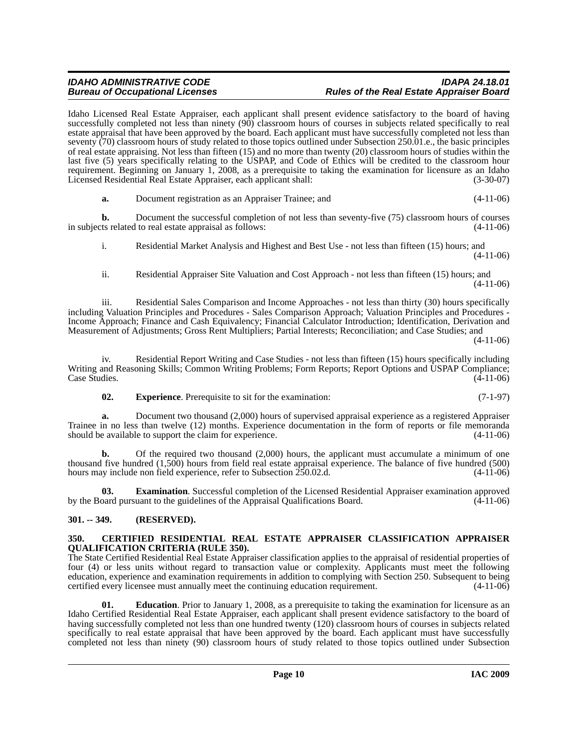Idaho Licensed Real Estate Appraiser, each applicant shall present evidence satisfactory to the board of having successfully completed not less than ninety (90) classroom hours of courses in subjects related specifically to real estate appraisal that have been approved by the board. Each applicant must have successfully completed not less than seventy (70) classroom hours of study related to those topics outlined under Subsection 250.01.e., the basic principles of real estate appraising. Not less than fifteen (15) and no more than twenty (20) classroom hours of studies within the last five (5) years specifically relating to the USPAP, and Code of Ethics will be credited to the classroom hour requirement. Beginning on January 1, 2008, as a prerequisite to taking the examination for licensure as an Idaho Licensed Residential Real Estate Appraiser, each applicant shall: (3-30-07)

**a.** Document registration as an Appraiser Trainee; and (4-11-06)

**b.** Document the successful completion of not less than seventy-five (75) classroom hours of courses in subjects related to real estate appraisal as follows: (4-11-06)

i. Residential Market Analysis and Highest and Best Use - not less than fifteen (15) hours; and (4-11-06)

ii. Residential Appraiser Site Valuation and Cost Approach - not less than fifteen (15) hours; and (4-11-06)

iii. Residential Sales Comparison and Income Approaches - not less than thirty (30) hours specifically including Valuation Principles and Procedures - Sales Comparison Approach; Valuation Principles and Procedures - Income Approach; Finance and Cash Equivalency; Financial Calculator Introduction; Identification, Derivation and Measurement of Adjustments; Gross Rent Multipliers; Partial Interests; Reconciliation; and Case Studies; and (4-11-06)

iv. Residential Report Writing and Case Studies - not less than fifteen (15) hours specifically including Writing and Reasoning Skills; Common Writing Problems; Form Reports; Report Options and USPAP Compliance; Case Studies. (4-11-06)

**02. Experience**. Prerequisite to sit for the examination: (7-1-97)

**a.** Document two thousand (2,000) hours of supervised appraisal experience as a registered Appraiser Trainee in no less than twelve (12) months. Experience documentation in the form of reports or file memoranda should be available to support the claim for experience. (4-11-06)

**b.** Of the required two thousand (2,000) hours, the applicant must accumulate a minimum of one thousand five hundred (1,500) hours from field real estate appraisal experience. The balance of five hundred (500) hours may include non field experience, refer to Subsection 250.02.d. (4-11-06)

**03. Examination**. Successful completion of the Licensed Residential Appraiser examination approved by the Board pursuant to the guidelines of the Appraisal Qualifications Board. (4-11-06)

## 301. -- 349. (RESERVED).

## 350. CERTIFIED RESIDENTIAL REAL ESTATE APPRAISER CLASSIFICATION APPRAISER QUALIFICATION CRITERIA (RULE 350).

The State Certified Residential Real Estate Appraiser classification applies to the appraisal of residential properties of four (4) or less units without regard to transaction value or complexity. Applicants must meet the following education, experience and examination requirements in addition to complying with Section 250. Subsequent to being certified every licensee must annually meet the continuing education requirement. (4-11-06)

**01. Education**. Prior to January 1, 2008, as a prerequisite to taking the examination for licensure as an Idaho Certified Residential Real Estate Appraiser, each applicant shall present evidence satisfactory to the board of having successfully completed not less than one hundred twenty (120) classroom hours of courses in subjects related specifically to real estate appraisal that have been approved by the board. Each applicant must have successfully completed not less than ninety (90) classroom hours of study related to those topics outlined under Subsection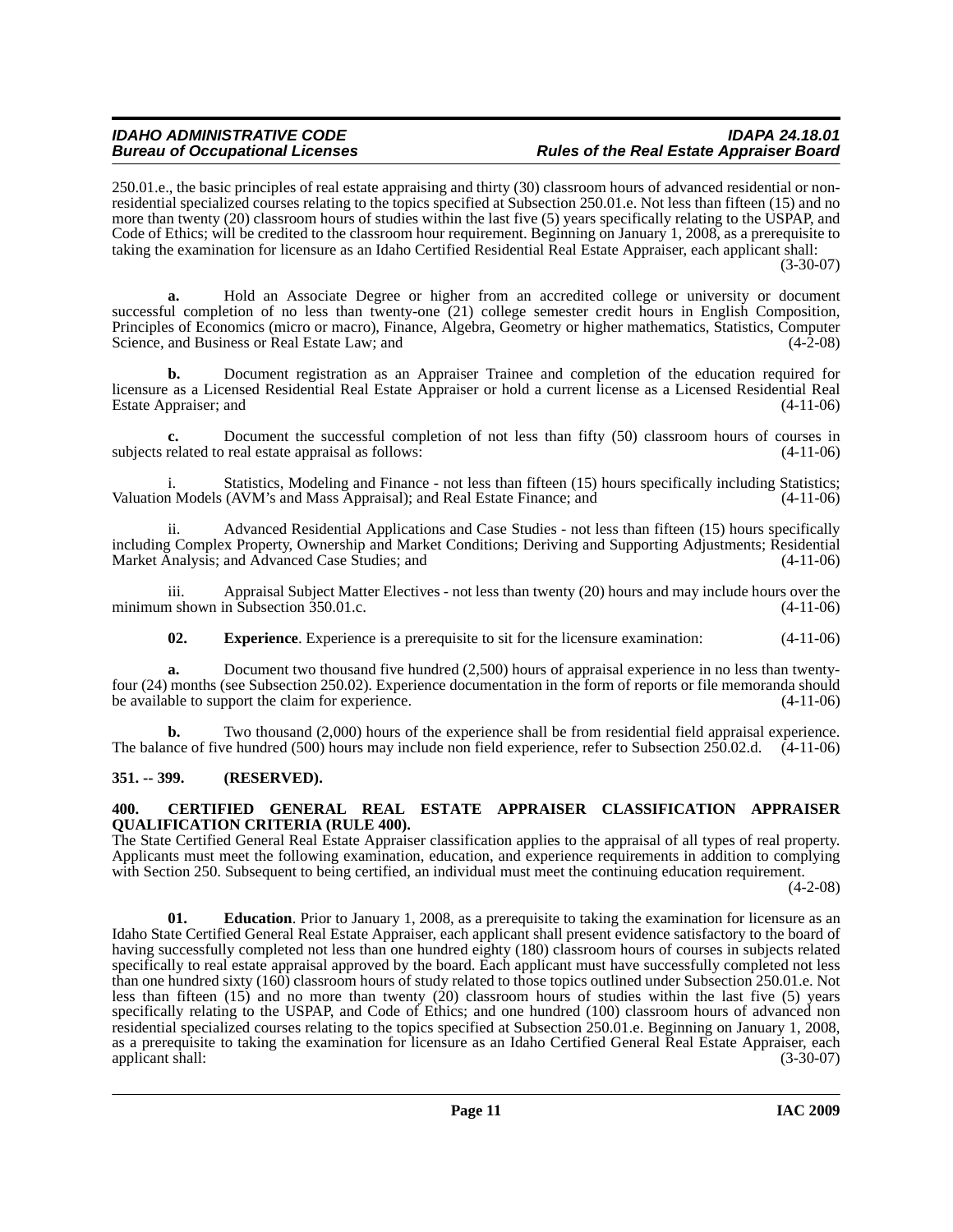250.01.e., the basic principles of real estate appraising and thirty (30) classroom hours of advanced residential or non-residential specialized courses relating to the topics specified at Subsection 250.01.e. Not less than fifteen (15) and no more than twenty (20) classroom hours of studies within the last five (5) years specifically relating to the USPAP, and Code of Ethics; will be credited to the classroom hour requirement. Beginning on January 1, 2008, as a prerequisite to taking the examination for licensure as an Idaho Certified Residential Real Estate Appraiser, each applicant shall: (3-30-07)

**a.** Hold an Associate Degree or higher from an accredited college or university or document successful completion of no less than twenty-one (21) college semester credit hours in English Composition, Principles of Economics (micro or macro), Finance, Algebra, Geometry or higher mathematics, Statistics, Computer Science, and Business or Real Estate Law; and (4-2-08)

**b.** Document registration as an Appraiser Trainee and completion of the education required for licensure as a Licensed Residential Real Estate Appraiser or hold a current license as a Licensed Residential Real Estate Appraiser; and (4-11-06)

**c.** Document the successful completion of not less than fifty (50) classroom hours of courses in subjects related to real estate appraisal as follows: (4-11-06)

i. Statistics, Modeling and Finance - not less than fifteen (15) hours specifically including Statistics; Valuation Models (AVM's and Mass Appraisal); and Real Estate Finance; and (4-11-06)

ii. Advanced Residential Applications and Case Studies - not less than fifteen (15) hours specifically including Complex Property, Ownership and Market Conditions; Deriving and Supporting Adjustments; Residential Market Analysis; and Advanced Case Studies; and (4-11-06)

iii. Appraisal Subject Matter Electives - not less than twenty (20) hours and may include hours over the minimum shown in Subsection 350.01.c. (4-11-06)

**02. Experience**. Experience is a prerequisite to sit for the licensure examination: (4-11-06)

**a.** Document two thousand five hundred (2,500) hours of appraisal experience in no less than twenty-four (24) months (see Subsection 250.02). Experience documentation in the form of reports or file memoranda should be available to support the claim for experience. (4-11-06)

**b.** Two thousand (2,000) hours of the experience shall be from residential field appraisal experience. The balance of five hundred (500) hours may include non field experience, refer to Subsection 250.02.d. (4-11-06)

## 351. -- 399. (RESERVED).

## 400. CERTIFIED GENERAL REAL ESTATE APPRAISER CLASSIFICATION APPRAISER QUALIFICATION CRITERIA (RULE 400).

The State Certified General Real Estate Appraiser classification applies to the appraisal of all types of real property. Applicants must meet the following examination, education, and experience requirements in addition to complying with Section 250. Subsequent to being certified, an individual must meet the continuing education requirement. (4-2-08)

**01. Education**. Prior to January 1, 2008, as a prerequisite to taking the examination for licensure as an Idaho State Certified General Real Estate Appraiser, each applicant shall present evidence satisfactory to the board of having successfully completed not less than one hundred eighty (180) classroom hours of courses in subjects related specifically to real estate appraisal approved by the board. Each applicant must have successfully completed not less than one hundred sixty (160) classroom hours of study related to those topics outlined under Subsection 250.01.e. Not less than fifteen (15) and no more than twenty (20) classroom hours of studies within the last five (5) years specifically relating to the USPAP, and Code of Ethics; and one hundred (100) classroom hours of advanced non residential specialized courses relating to the topics specified at Subsection 250.01.e. Beginning on January 1, 2008, as a prerequisite to taking the examination for licensure as an Idaho Certified General Real Estate Appraiser, each applicant shall: (3-30-07)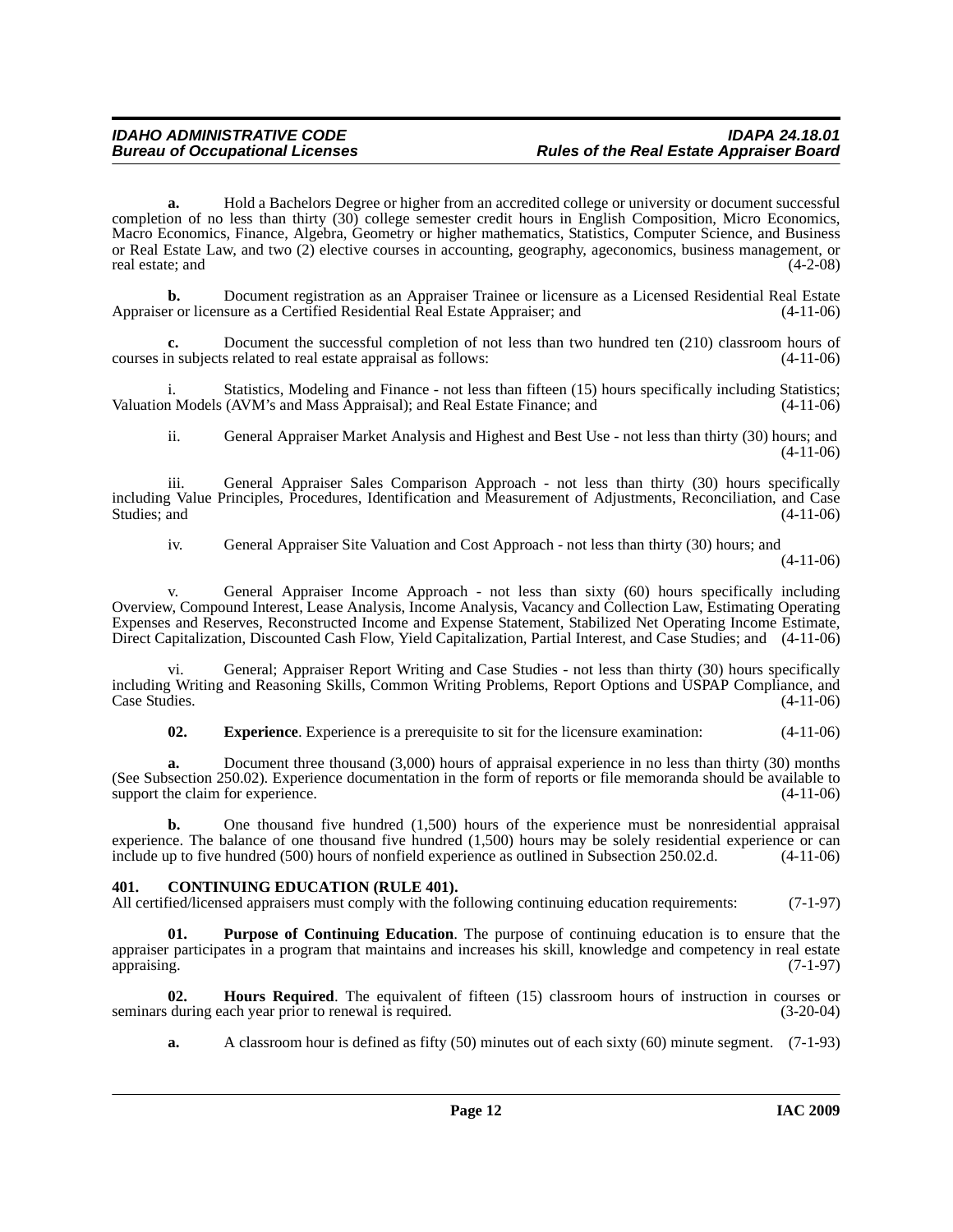**a.** Hold a Bachelors Degree or higher from an accredited college or university or document successful completion of no less than thirty (30) college semester credit hours in English Composition, Micro Economics, Macro Economics, Finance, Algebra, Geometry or higher mathematics, Statistics, Computer Science, and Business or Real Estate Law, and two (2) elective courses in accounting, geography, ageconomics, business management, or real estate; and (4-2-08)

**b.** Document registration as an Appraiser Trainee or licensure as a Licensed Residential Real Estate Appraiser or licensure as a Certified Residential Real Estate Appraiser; and (4-11-06)

**c.** Document the successful completion of not less than two hundred ten (210) classroom hours of courses in subjects related to real estate appraisal as follows: (4-11-06)

i. Statistics, Modeling and Finance - not less than fifteen (15) hours specifically including Statistics; Valuation Models (AVM's and Mass Appraisal); and Real Estate Finance; and (4-11-06)

ii. General Appraiser Market Analysis and Highest and Best Use - not less than thirty (30) hours; and (4-11-06)

iii. General Appraiser Sales Comparison Approach - not less than thirty (30) hours specifically including Value Principles, Procedures, Identification and Measurement of Adjustments, Reconciliation, and Case Studies; and (4-11-06)

iv. General Appraiser Site Valuation and Cost Approach - not less than thirty (30) hours; and (4-11-06)

v. General Appraiser Income Approach - not less than sixty (60) hours specifically including Overview, Compound Interest, Lease Analysis, Income Analysis, Vacancy and Collection Law, Estimating Operating Expenses and Reserves, Reconstructed Income and Expense Statement, Stabilized Net Operating Income Estimate, Direct Capitalization, Discounted Cash Flow, Yield Capitalization, Partial Interest, and Case Studies; and (4-11-06)

vi. General; Appraiser Report Writing and Case Studies - not less than thirty (30) hours specifically including Writing and Reasoning Skills, Common Writing Problems, Report Options and USPAP Compliance, and Case Studies. (4-11-06)

**02. Experience**. Experience is a prerequisite to sit for the licensure examination: (4-11-06)

**a.** Document three thousand (3,000) hours of appraisal experience in no less than thirty (30) months (See Subsection 250.02). Experience documentation in the form of reports or file memoranda should be available to support the claim for experience. (4-11-06)

**b.** One thousand five hundred (1,500) hours of the experience must be nonresidential appraisal experience. The balance of one thousand five hundred (1,500) hours may be solely residential experience or can include up to five hundred (500) hours of nonfield experience as outlined in Subsection 250.02.d. (4-11-06)

## 401. CONTINUING EDUCATION (RULE 401).

All certified/licensed appraisers must comply with the following continuing education requirements: (7-1-97)

**01. Purpose of Continuing Education**. The purpose of continuing education is to ensure that the appraiser participates in a program that maintains and increases his skill, knowledge and competency in real estate appraising. (7-1-97)

**02. Hours Required**. The equivalent of fifteen (15) classroom hours of instruction in courses or seminars during each year prior to renewal is required. (3-20-04)

**a.** A classroom hour is defined as fifty (50) minutes out of each sixty (60) minute segment. (7-1-93)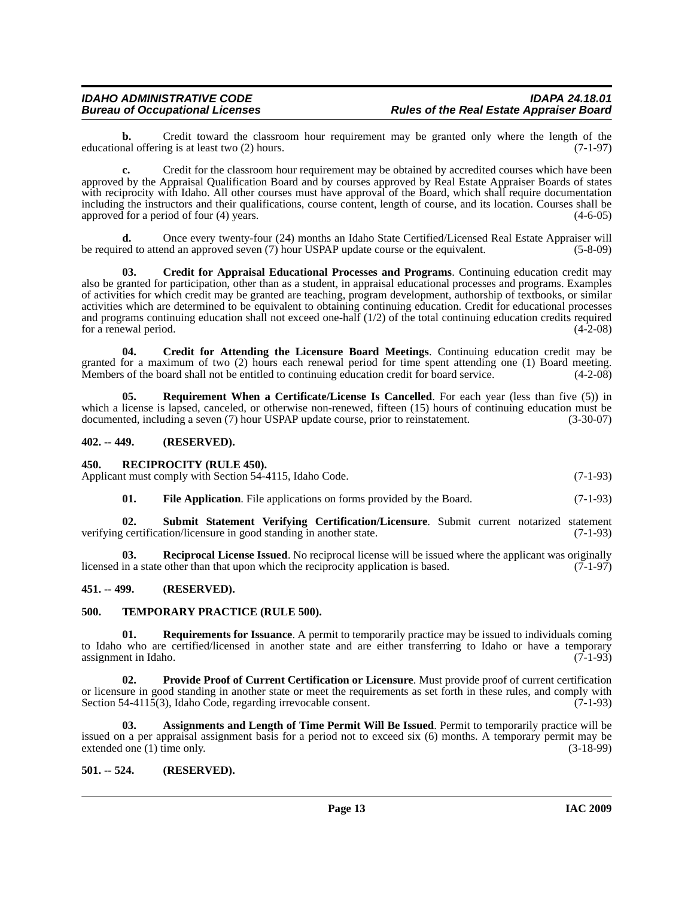**b.** Credit toward the classroom hour requirement may be granted only where the length of the educational offering is at least two (2) hours. (7-1-97)

**c.** Credit for the classroom hour requirement may be obtained by accredited courses which have been approved by the Appraisal Qualification Board and by courses approved by Real Estate Appraiser Boards of states with reciprocity with Idaho. All other courses must have approval of the Board, which shall require documentation including the instructors and their qualifications, course content, length of course, and its location. Courses shall be approved for a period of four (4) years. (4-6-05)

**d.** Once every twenty-four (24) months an Idaho State Certified/Licensed Real Estate Appraiser will be required to attend an approved seven (7) hour USPAP update course or the equivalent. (5-8-09)

**03. Credit for Appraisal Educational Processes and Programs**. Continuing education credit may also be granted for participation, other than as a student, in appraisal educational processes and programs. Examples of activities for which credit may be granted are teaching, program development, authorship of textbooks, or similar activities which are determined to be equivalent to obtaining continuing education. Credit for educational processes and programs continuing education shall not exceed one-half (1/2) of the total continuing education credits required for a renewal period. (4-2-08)

**04. Credit for Attending the Licensure Board Meetings**. Continuing education credit may be granted for a maximum of two (2) hours each renewal period for time spent attending one (1) Board meeting. Members of the board shall not be entitled to continuing education credit for board service. (4-2-08)

**05. Requirement When a Certificate/License Is Cancelled**. For each year (less than five (5)) in which a license is lapsed, canceled, or otherwise non-renewed, fifteen (15) hours of continuing education must be documented, including a seven (7) hour USPAP update course, prior to reinstatement. (3-30-07)

**402. -- 449. (RESERVED).**

**450. RECIPROCITY (RULE 450).**

Applicant must comply with Section 54-4115, Idaho Code. (7-1-93)

**01. File Application**. File applications on forms provided by the Board. (7-1-93)

**02. Submit Statement Verifying Certification/Licensure**. Submit current notarized statement verifying certification/licensure in good standing in another state. (7-1-93)

**03. Reciprocal License Issued**. No reciprocal license will be issued where the applicant was originally licensed in a state other than that upon which the reciprocity application is based. (7-1-97)

**451. -- 499. (RESERVED).**

**500. TEMPORARY PRACTICE (RULE 500).**

**01. Requirements for Issuance**. A permit to temporarily practice may be issued to individuals coming to Idaho who are certified/licensed in another state and are either transferring to Idaho or have a temporary assignment in Idaho. (7-1-93)

**02. Provide Proof of Current Certification or Licensure**. Must provide proof of current certification or licensure in good standing in another state or meet the requirements as set forth in these rules, and comply with Section 54-4115(3), Idaho Code, regarding irrevocable consent. (7-1-93)

**03. Assignments and Length of Time Permit Will Be Issued**. Permit to temporarily practice will be issued on a per appraisal assignment basis for a period not to exceed six (6) months. A temporary permit may be extended one (1) time only. (3-18-99)

**501. -- 524. (RESERVED).**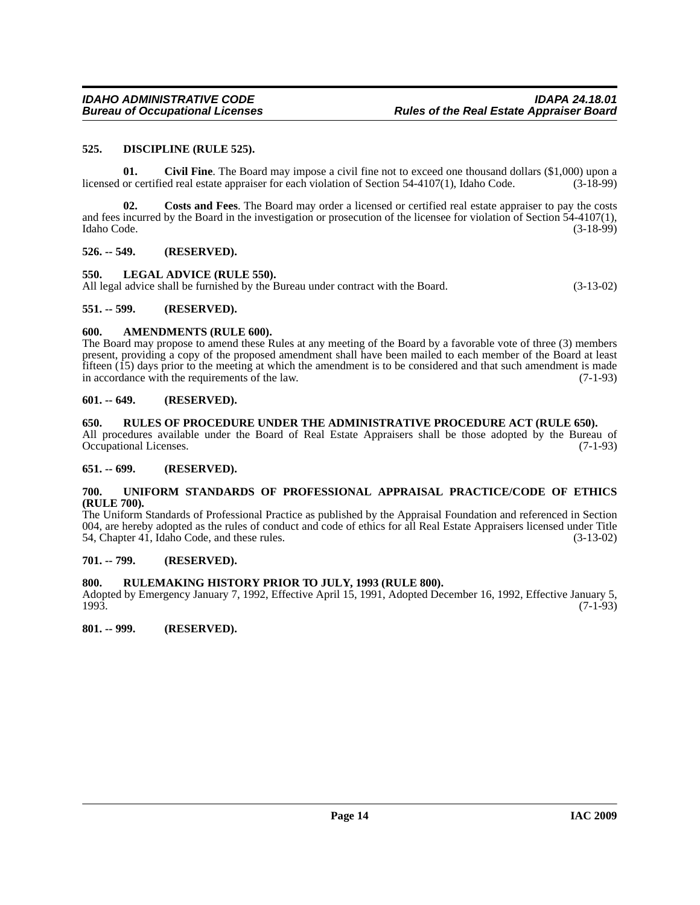### 525. DISCIPLINE (RULE 525).

**01. Civil Fine**. The Board may impose a civil fine not to exceed one thousand dollars ($1,000) upon a licensed or certified real estate appraiser for each violation of Section 54-4107(1), Idaho Code. (3-18-99)

**02. Costs and Fees**. The Board may order a licensed or certified real estate appraiser to pay the costs and fees incurred by the Board in the investigation or prosecution of the licensee for violation of Section 54-4107(1), Idaho Code. (3-18-99)

### 526. -- 549. (RESERVED).

### 550. LEGAL ADVICE (RULE 550).

All legal advice shall be furnished by the Bureau under contract with the Board. (3-13-02)

### 551. -- 599. (RESERVED).

### 600. AMENDMENTS (RULE 600).

The Board may propose to amend these Rules at any meeting of the Board by a favorable vote of three (3) members present, providing a copy of the proposed amendment shall have been mailed to each member of the Board at least fifteen (15) days prior to the meeting at which the amendment is to be considered and that such amendment is made in accordance with the requirements of the law. (7-1-93)

### 601. -- 649. (RESERVED).

### 650. RULES OF PROCEDURE UNDER THE ADMINISTRATIVE PROCEDURE ACT (RULE 650).

All procedures available under the Board of Real Estate Appraisers shall be those adopted by the Bureau of Occupational Licenses. (7-1-93)

### 651. -- 699. (RESERVED).

### 700. UNIFORM STANDARDS OF PROFESSIONAL APPRAISAL PRACTICE/CODE OF ETHICS (RULE 700).

The Uniform Standards of Professional Practice as published by the Appraisal Foundation and referenced in Section 004, are hereby adopted as the rules of conduct and code of ethics for all Real Estate Appraisers licensed under Title 54, Chapter 41, Idaho Code, and these rules. (3-13-02)

### 701. -- 799. (RESERVED).

### 800. RULEMAKING HISTORY PRIOR TO JULY, 1993 (RULE 800).

Adopted by Emergency January 7, 1992, Effective April 15, 1991, Adopted December 16, 1992, Effective January 5, 1993. (7-1-93)

### 801. -- 999. (RESERVED).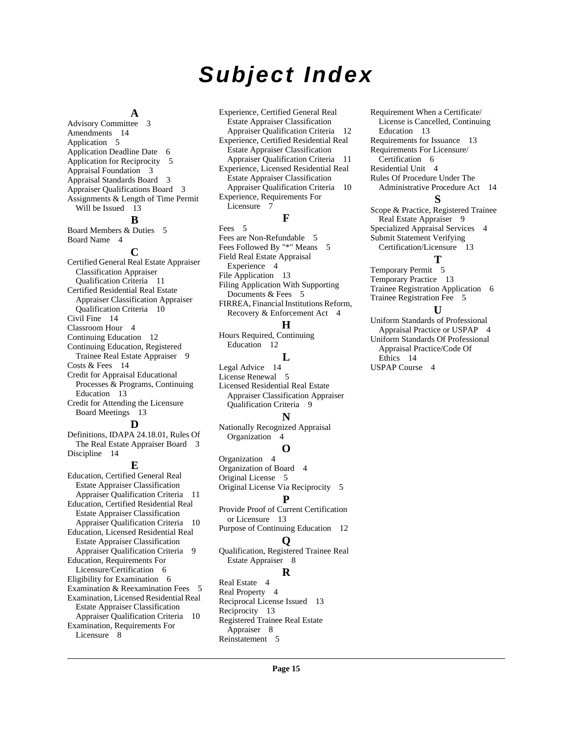# Subject Index

**A**

Advisory Committee 3
Amendments 14
Application 5
Application Deadline Date 6
Application for Reciprocity 5
Appraisal Foundation 3
Appraisal Standards Board 3
Appraiser Qualifications Board 3
Assignments & Length of Time Permit Will be Issued 13

**B**

Board Members & Duties 5
Board Name 4

**C**

Certified General Real Estate Appraiser Classification Appraiser Qualification Criteria 11
Certified Residential Real Estate Appraiser Classification Appraiser Qualification Criteria 10
Civil Fine 14
Classroom Hour 4
Continuing Education 12
Continuing Education, Registered Trainee Real Estate Appraiser 9
Costs & Fees 14
Credit for Appraisal Educational Processes & Programs, Continuing Education 13
Credit for Attending the Licensure Board Meetings 13

**D**

Definitions, IDAPA 24.18.01, Rules Of The Real Estate Appraiser Board 3
Discipline 14

**E**

Education, Certified General Real Estate Appraiser Classification Appraiser Qualification Criteria 11
Education, Certified Residential Real Estate Appraiser Classification Appraiser Qualification Criteria 10
Education, Licensed Residential Real Estate Appraiser Classification Appraiser Qualification Criteria 9
Education, Requirements For Licensure/Certification 6
Eligibility for Examination 6
Examination & Reexamination Fees 5
Examination, Licensed Residential Real Estate Appraiser Classification Appraiser Qualification Criteria 10
Examination, Requirements For Licensure 8
Experience, Certified General Real Estate Appraiser Classification Appraiser Qualification Criteria 12
Experience, Certified Residential Real Estate Appraiser Classification Appraiser Qualification Criteria 11
Experience, Licensed Residential Real Estate Appraiser Classification Appraiser Qualification Criteria 10
Experience, Requirements For Licensure 7

**F**

Fees 5
Fees are Non-Refundable 5
Fees Followed By "*" Means 5
Field Real Estate Appraisal Experience 4
File Application 13
Filing Application With Supporting Documents & Fees 5
FIRREA, Financial Institutions Reform, Recovery & Enforcement Act 4

**H**

Hours Required, Continuing Education 12

**L**

Legal Advice 14
License Renewal 5
Licensed Residential Real Estate Appraiser Classification Appraiser Qualification Criteria 9

**N**

Nationally Recognized Appraisal Organization 4

**O**

Organization 4
Organization of Board 4
Original License 5
Original License Via Reciprocity 5

**P**

Provide Proof of Current Certification or Licensure 13
Purpose of Continuing Education 12

**Q**

Qualification, Registered Trainee Real Estate Appraiser 8

**R**

Real Estate 4
Real Property 4
Reciprocal License Issued 13
Reciprocity 13
Registered Trainee Real Estate Appraiser 8
Reinstatement 5
Requirement When a Certificate/License is Cancelled, Continuing Education 13
Requirements for Issuance 13
Requirements For Licensure/Certification 6
Residential Unit 4
Rules Of Procedure Under The Administrative Procedure Act 14

**S**

Scope & Practice, Registered Trainee Real Estate Appraiser 9
Specialized Appraisal Services 4
Submit Statement Verifying Certification/Licensure 13

**T**

Temporary Permit 5
Temporary Practice 13
Trainee Registration Application 6
Trainee Registration Fee 5

**U**

Uniform Standards of Professional Appraisal Practice or USPAP 4
Uniform Standards Of Professional Appraisal Practice/Code Of Ethics 14
USPAP Course 4